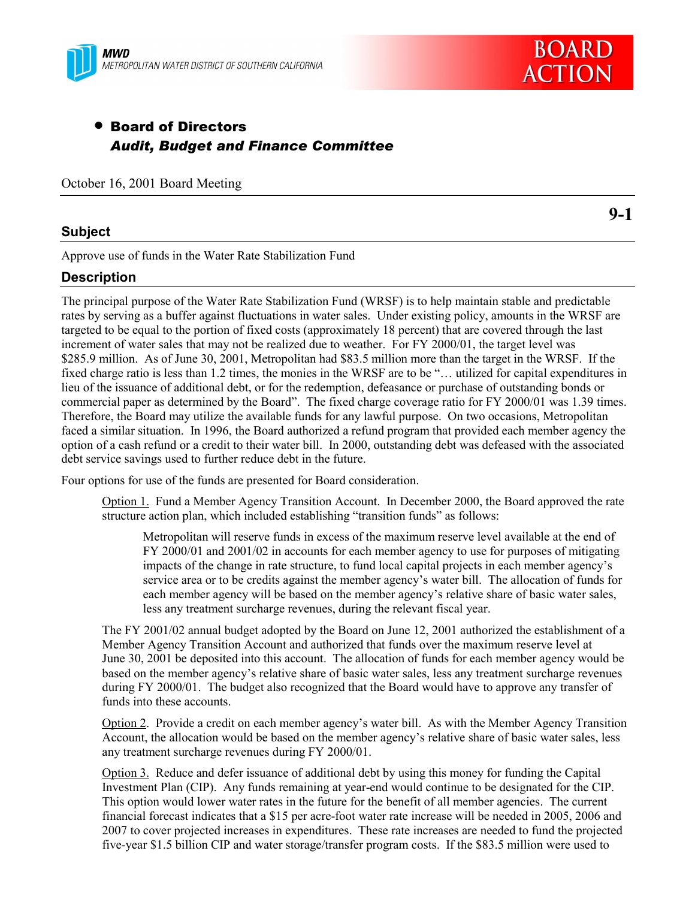**MWD**
METROPOLITAN WATER DISTRICT OF SOUTHERN CALIFORNIA

**BOARD ACTION**

- **Board of Directors**
  ***Audit, Budget and Finance Committee***

October 16, 2001 Board Meeting

**9-1**

## Subject

Approve use of funds in the Water Rate Stabilization Fund

## Description

The principal purpose of the Water Rate Stabilization Fund (WRSF) is to help maintain stable and predictable rates by serving as a buffer against fluctuations in water sales. Under existing policy, amounts in the WRSF are targeted to be equal to the portion of fixed costs (approximately 18 percent) that are covered through the last increment of water sales that may not be realized due to weather. For FY 2000/01, the target level was $285.9 million. As of June 30, 2001, Metropolitan had $83.5 million more than the target in the WRSF. If the fixed charge ratio is less than 1.2 times, the monies in the WRSF are to be "… utilized for capital expenditures in lieu of the issuance of additional debt, or for the redemption, defeasance or purchase of outstanding bonds or commercial paper as determined by the Board". The fixed charge coverage ratio for FY 2000/01 was 1.39 times. Therefore, the Board may utilize the available funds for any lawful purpose. On two occasions, Metropolitan faced a similar situation. In 1996, the Board authorized a refund program that provided each member agency the option of a cash refund or a credit to their water bill. In 2000, outstanding debt was defeased with the associated debt service savings used to further reduce debt in the future.

Four options for use of the funds are presented for Board consideration.

Option 1. Fund a Member Agency Transition Account. In December 2000, the Board approved the rate structure action plan, which included establishing "transition funds" as follows:

> Metropolitan will reserve funds in excess of the maximum reserve level available at the end of FY 2000/01 and 2001/02 in accounts for each member agency to use for purposes of mitigating impacts of the change in rate structure, to fund local capital projects in each member agency's service area or to be credits against the member agency's water bill. The allocation of funds for each member agency will be based on the member agency's relative share of basic water sales, less any treatment surcharge revenues, during the relevant fiscal year.

The FY 2001/02 annual budget adopted by the Board on June 12, 2001 authorized the establishment of a Member Agency Transition Account and authorized that funds over the maximum reserve level at June 30, 2001 be deposited into this account. The allocation of funds for each member agency would be based on the member agency's relative share of basic water sales, less any treatment surcharge revenues during FY 2000/01. The budget also recognized that the Board would have to approve any transfer of funds into these accounts.

Option 2. Provide a credit on each member agency's water bill. As with the Member Agency Transition Account, the allocation would be based on the member agency's relative share of basic water sales, less any treatment surcharge revenues during FY 2000/01.

Option 3. Reduce and defer issuance of additional debt by using this money for funding the Capital Investment Plan (CIP). Any funds remaining at year-end would continue to be designated for the CIP. This option would lower water rates in the future for the benefit of all member agencies. The current financial forecast indicates that a $15 per acre-foot water rate increase will be needed in 2005, 2006 and 2007 to cover projected increases in expenditures. These rate increases are needed to fund the projected five-year $1.5 billion CIP and water storage/transfer program costs. If the $83.5 million were used to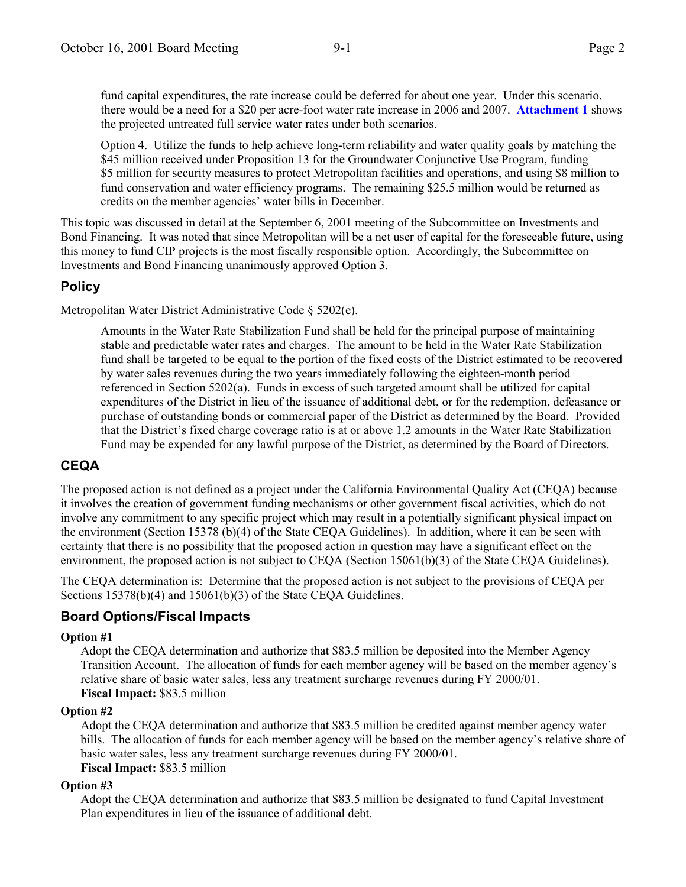fund capital expenditures, the rate increase could be deferred for about one year. Under this scenario, there would be a need for a $20 per acre-foot water rate increase in 2006 and 2007. **Attachment 1** shows the projected untreated full service water rates under both scenarios.

Option 4. Utilize the funds to help achieve long-term reliability and water quality goals by matching the $45 million received under Proposition 13 for the Groundwater Conjunctive Use Program, funding $5 million for security measures to protect Metropolitan facilities and operations, and using $8 million to fund conservation and water efficiency programs. The remaining $25.5 million would be returned as credits on the member agencies' water bills in December.

This topic was discussed in detail at the September 6, 2001 meeting of the Subcommittee on Investments and Bond Financing. It was noted that since Metropolitan will be a net user of capital for the foreseeable future, using this money to fund CIP projects is the most fiscally responsible option. Accordingly, the Subcommittee on Investments and Bond Financing unanimously approved Option 3.

## Policy

Metropolitan Water District Administrative Code § 5202(e).

> Amounts in the Water Rate Stabilization Fund shall be held for the principal purpose of maintaining stable and predictable water rates and charges. The amount to be held in the Water Rate Stabilization fund shall be targeted to be equal to the portion of the fixed costs of the District estimated to be recovered by water sales revenues during the two years immediately following the eighteen-month period referenced in Section 5202(a). Funds in excess of such targeted amount shall be utilized for capital expenditures of the District in lieu of the issuance of additional debt, or for the redemption, defeasance or purchase of outstanding bonds or commercial paper of the District as determined by the Board. Provided that the District's fixed charge coverage ratio is at or above 1.2 amounts in the Water Rate Stabilization Fund may be expended for any lawful purpose of the District, as determined by the Board of Directors.

## CEQA

The proposed action is not defined as a project under the California Environmental Quality Act (CEQA) because it involves the creation of government funding mechanisms or other government fiscal activities, which do not involve any commitment to any specific project which may result in a potentially significant physical impact on the environment (Section 15378 (b)(4) of the State CEQA Guidelines). In addition, where it can be seen with certainty that there is no possibility that the proposed action in question may have a significant effect on the environment, the proposed action is not subject to CEQA (Section 15061(b)(3) of the State CEQA Guidelines).

The CEQA determination is: Determine that the proposed action is not subject to the provisions of CEQA per Sections 15378(b)(4) and 15061(b)(3) of the State CEQA Guidelines.

## Board Options/Fiscal Impacts

**Option #1**

Adopt the CEQA determination and authorize that $83.5 million be deposited into the Member Agency Transition Account. The allocation of funds for each member agency will be based on the member agency's relative share of basic water sales, less any treatment surcharge revenues during FY 2000/01.
**Fiscal Impact:** $83.5 million

**Option #2**

Adopt the CEQA determination and authorize that $83.5 million be credited against member agency water bills. The allocation of funds for each member agency will be based on the member agency's relative share of basic water sales, less any treatment surcharge revenues during FY 2000/01.
**Fiscal Impact:** $83.5 million

**Option #3**

Adopt the CEQA determination and authorize that $83.5 million be designated to fund Capital Investment Plan expenditures in lieu of the issuance of additional debt.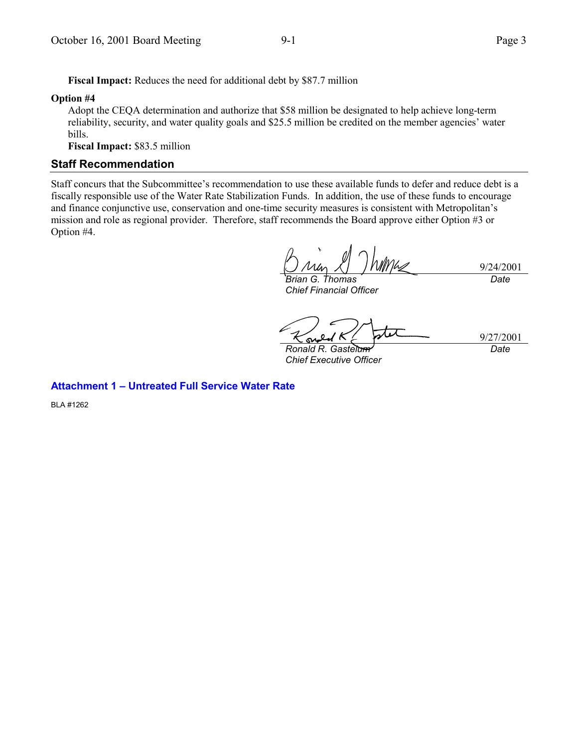**Fiscal Impact:** Reduces the need for additional debt by $87.7 million

**Option #4**

Adopt the CEQA determination and authorize that $58 million be designated to help achieve long-term reliability, security, and water quality goals and $25.5 million be credited on the member agencies' water bills.

**Fiscal Impact:** $83.5 million

## Staff Recommendation

Staff concurs that the Subcommittee's recommendation to use these available funds to defer and reduce debt is a fiscally responsible use of the Water Rate Stabilization Funds. In addition, the use of these funds to encourage and finance conjunctive use, conservation and one-time security measures is consistent with Metropolitan's mission and role as regional provider. Therefore, staff recommends the Board approve either Option #3 or Option #4.

| | |
|---|---|
| *Brian G. Thomas*<br>*Chief Financial Officer* | 9/24/2001<br>*Date* |
| *Ronald R. Gastelum*<br>*Chief Executive Officer* | 9/27/2001<br>*Date* |

**Attachment 1 – Untreated Full Service Water Rate**

BLA #1262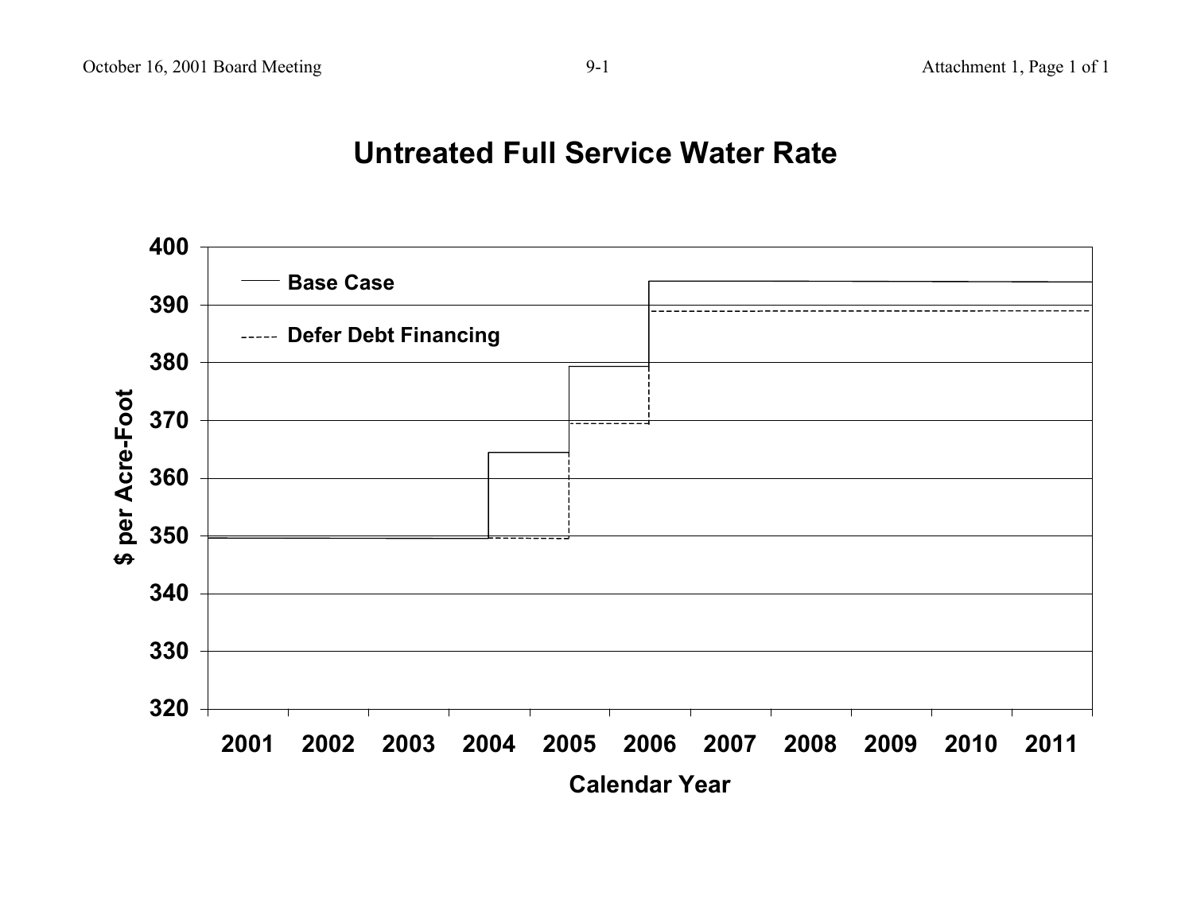# Untreated Full Service Water Rate

400
390
380
370
360
350
340
330
320

$ per Acre-Foot

Base Case

Defer Debt Financing

2001 2002 2003 2004 2005 2006 2007 2008 2009 2010 2011

Calendar Year